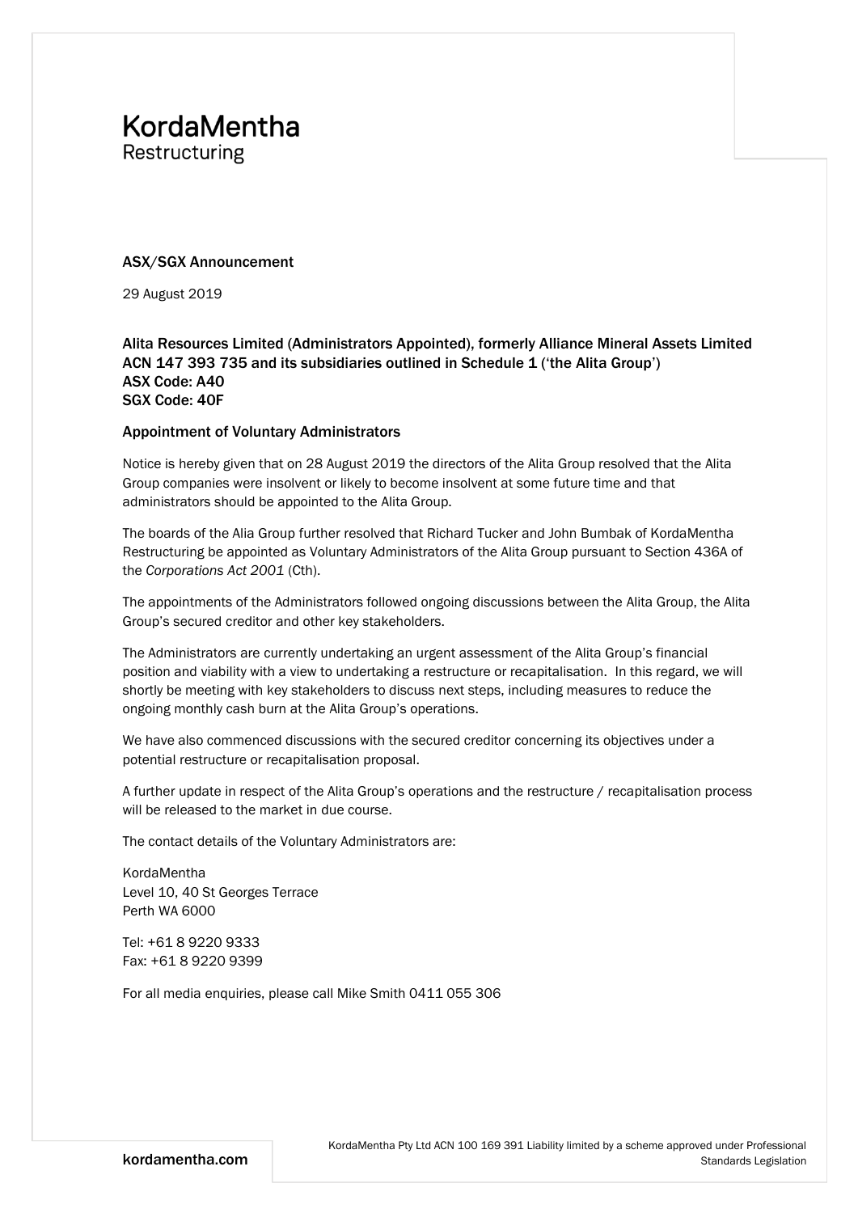KordaMentha
Restructuring

**ASX/SGX Announcement**

29 August 2019

**Alita Resources Limited (Administrators Appointed), formerly Alliance Mineral Assets Limited ACN 147 393 735 and its subsidiaries outlined in Schedule 1 ('the Alita Group')**
**ASX Code: A40**
**SGX Code: 40F**

**Appointment of Voluntary Administrators**

Notice is hereby given that on 28 August 2019 the directors of the Alita Group resolved that the Alita Group companies were insolvent or likely to become insolvent at some future time and that administrators should be appointed to the Alita Group.

The boards of the Alia Group further resolved that Richard Tucker and John Bumbak of KordaMentha Restructuring be appointed as Voluntary Administrators of the Alita Group pursuant to Section 436A of the *Corporations Act 2001* (Cth).

The appointments of the Administrators followed ongoing discussions between the Alita Group, the Alita Group's secured creditor and other key stakeholders.

The Administrators are currently undertaking an urgent assessment of the Alita Group's financial position and viability with a view to undertaking a restructure or recapitalisation. In this regard, we will shortly be meeting with key stakeholders to discuss next steps, including measures to reduce the ongoing monthly cash burn at the Alita Group's operations.

We have also commenced discussions with the secured creditor concerning its objectives under a potential restructure or recapitalisation proposal.

A further update in respect of the Alita Group's operations and the restructure / recapitalisation process will be released to the market in due course.

The contact details of the Voluntary Administrators are:

KordaMentha
Level 10, 40 St Georges Terrace
Perth WA 6000

Tel: +61 8 9220 9333
Fax: +61 8 9220 9399

For all media enquiries, please call Mike Smith 0411 055 306

kordamentha.com

KordaMentha Pty Ltd ACN 100 169 391 Liability limited by a scheme approved under Professional Standards Legislation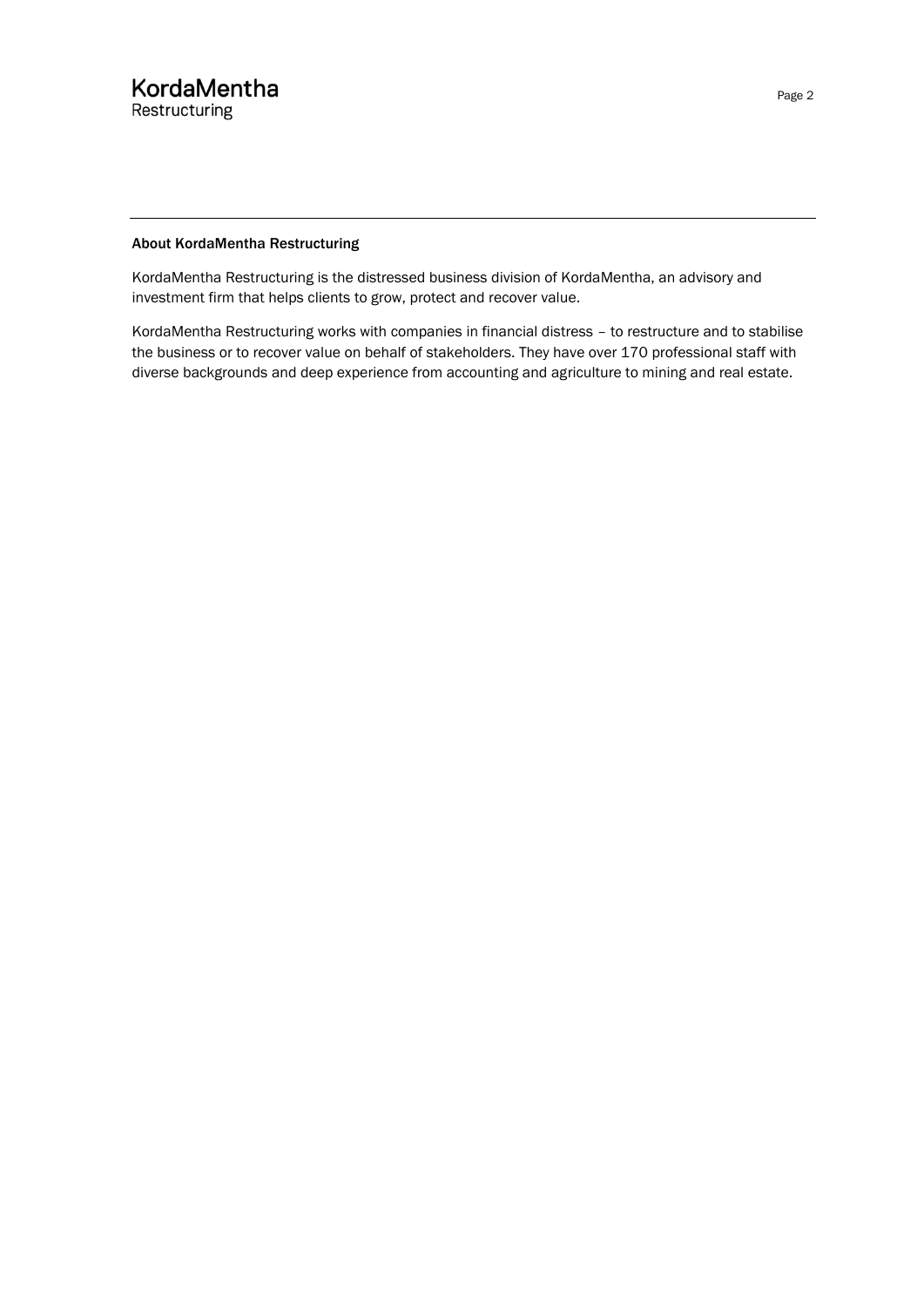### About KordaMentha Restructuring

KordaMentha Restructuring is the distressed business division of KordaMentha, an advisory and investment firm that helps clients to grow, protect and recover value.

KordaMentha Restructuring works with companies in financial distress – to restructure and to stabilise the business or to recover value on behalf of stakeholders. They have over 170 professional staff with diverse backgrounds and deep experience from accounting and agriculture to mining and real estate.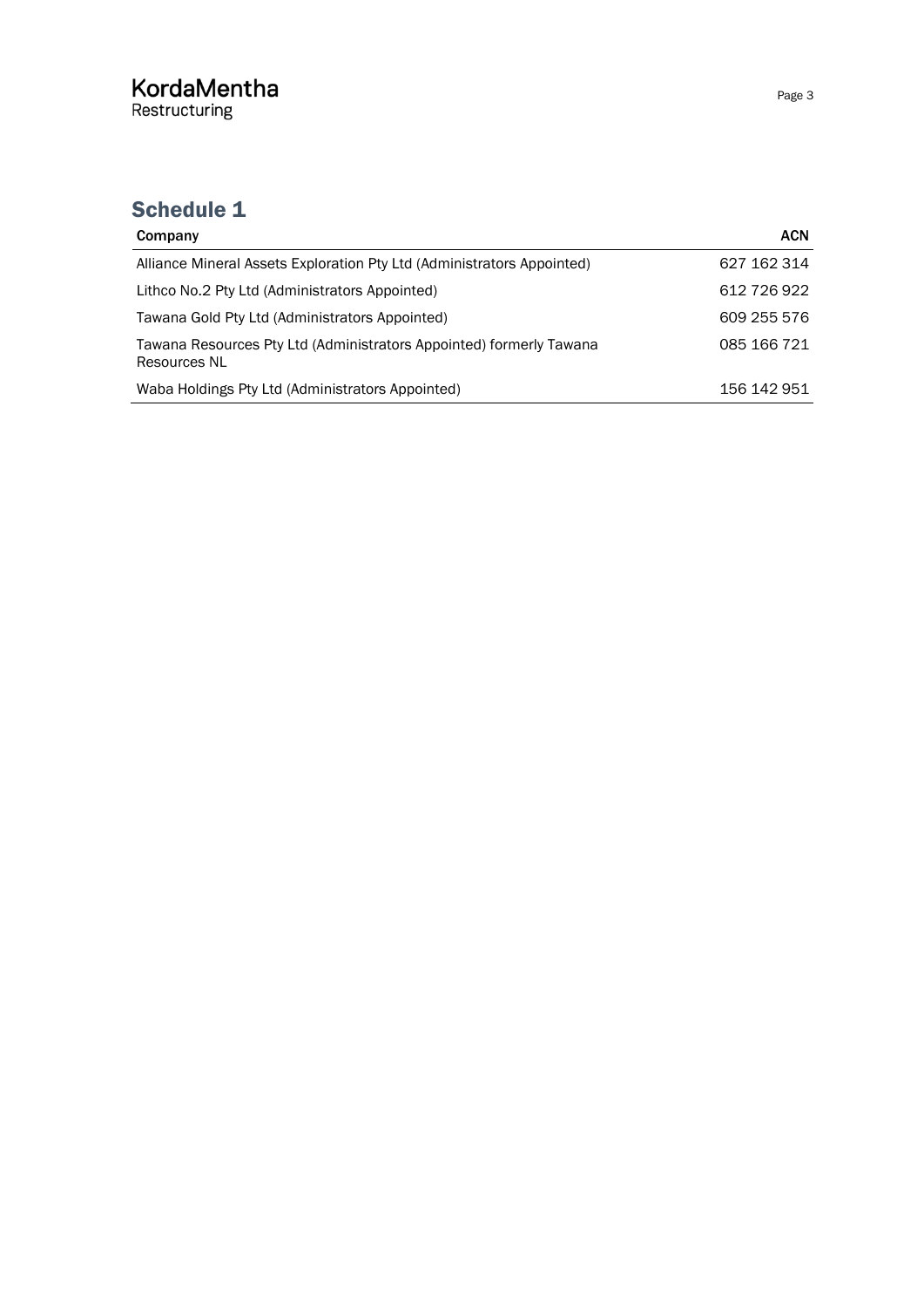## Schedule 1

| Company | ACN |
|---|---|
| Alliance Mineral Assets Exploration Pty Ltd (Administrators Appointed) | 627 162 314 |
| Lithco No.2 Pty Ltd (Administrators Appointed) | 612 726 922 |
| Tawana Gold Pty Ltd (Administrators Appointed) | 609 255 576 |
| Tawana Resources Pty Ltd (Administrators Appointed) formerly Tawana Resources NL | 085 166 721 |
| Waba Holdings Pty Ltd (Administrators Appointed) | 156 142 951 |